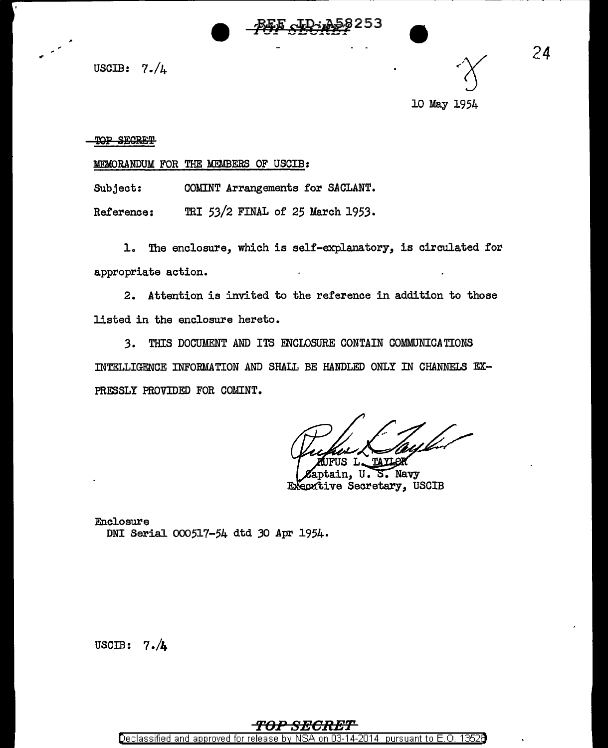USCIB: 7./4

10 May 1954

~~TOP SECRET~~

MEMORANDUM FOR THE MEMBERS OF USCIB:

Subject: COMINT Arrangements for SACLANT.

Reference: TRI 53/2 FINAL of 25 March 1953.

1. The enclosure, which is self-explanatory, is circulated for appropriate action.

2. Attention is invited to the reference in addition to those listed in the enclosure hereto.

3. THIS DOCUMENT AND ITS ENCLOSURE CONTAIN COMMUNICATIONS INTELLIGENCE INFORMATION AND SHALL BE HANDLED ONLY IN CHANNELS EXPRESSLY PROVIDED FOR COMINT.

RUFUS L. TAYLOR
Captain, U. S. Navy
Executive Secretary, USCIB

Enclosure
DNI Serial 000517-54 dtd 30 Apr 1954.

USCIB: 7./4

**TOP SECRET**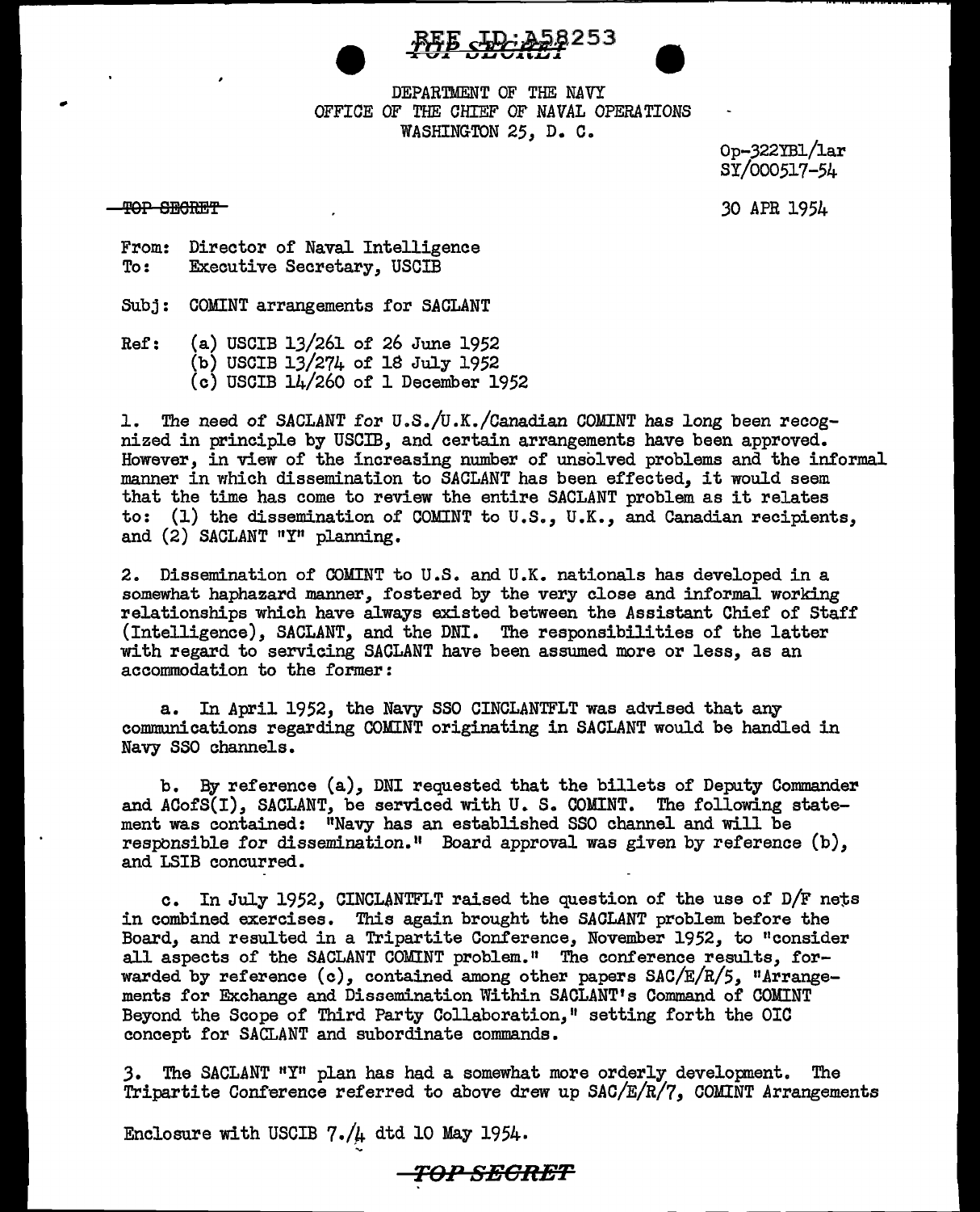REF ID:A58253

TOP SECRET

DEPARTMENT OF THE NAVY
OFFICE OF THE CHIEF OF NAVAL OPERATIONS
WASHINGTON 25, D. C.

Op-322YB1/lar
SY/000517-54

~~TOP SECRET~~

30 APR 1954

From: Director of Naval Intelligence
To: Executive Secretary, USCIB

Subj: COMINT arrangements for SACLANT

Ref: (a) USCIB 13/261 of 26 June 1952
(b) USCIB 13/274 of 18 July 1952
(c) USCIB 14/260 of 1 December 1952

1. The need of SACLANT for U.S./U.K./Canadian COMINT has long been recognized in principle by USCIB, and certain arrangements have been approved. However, in view of the increasing number of unsolved problems and the informal manner in which dissemination to SACLANT has been effected, it would seem that the time has come to review the entire SACLANT problem as it relates to: (1) the dissemination of COMINT to U.S., U.K., and Canadian recipients, and (2) SACLANT "Y" planning.

2. Dissemination of COMINT to U.S. and U.K. nationals has developed in a somewhat haphazard manner, fostered by the very close and informal working relationships which have always existed between the Assistant Chief of Staff (Intelligence), SACLANT, and the DNI. The responsibilities of the latter with regard to servicing SACLANT have been assumed more or less, as an accommodation to the former:

a. In April 1952, the Navy SSO CINCLANTFLT was advised that any communications regarding COMINT originating in SACLANT would be handled in Navy SSO channels.

b. By reference (a), DNI requested that the billets of Deputy Commander and ACofS(I), SACLANT, be serviced with U. S. COMINT. The following statement was contained: "Navy has an established SSO channel and will be responsible for dissemination." Board approval was given by reference (b), and LSIB concurred.

c. In July 1952, CINCLANTFLT raised the question of the use of D/F nets in combined exercises. This again brought the SACLANT problem before the Board, and resulted in a Tripartite Conference, November 1952, to "consider all aspects of the SACLANT COMINT problem." The conference results, forwarded by reference (c), contained among other papers SAC/E/R/5, "Arrangements for Exchange and Dissemination Within SACLANT's Command of COMINT Beyond the Scope of Third Party Collaboration," setting forth the OIC concept for SACLANT and subordinate commands.

3. The SACLANT "Y" plan has had a somewhat more orderly development. The Tripartite Conference referred to above drew up SAC/E/R/7, COMINT Arrangements

Enclosure with USCIB 7./4 dtd 10 May 1954.

TOP SECRET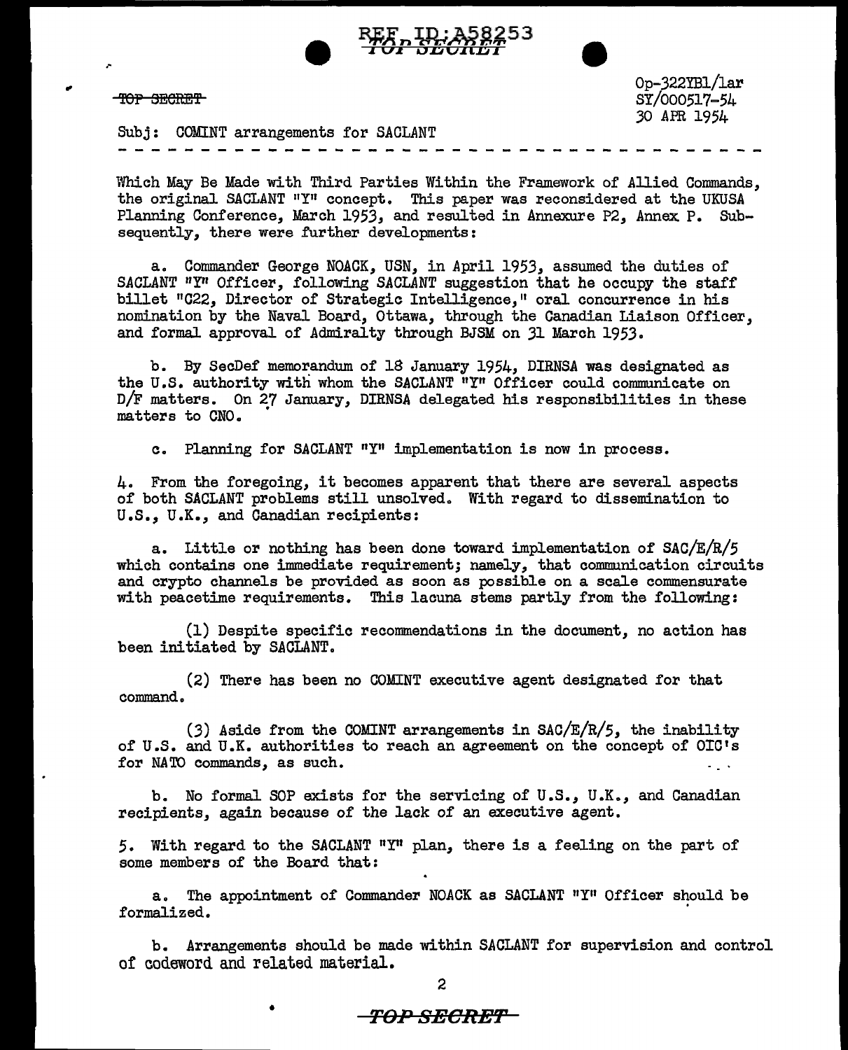TOP SECRET

Op-322YB1/lar
SY/000517-54
30 APR 1954

Subj: COMINT arrangements for SACLANT

- - - - - - - - - - - - - - - - - - - - - - - - - - - - - - - - - - - - - - -

Which May Be Made with Third Parties Within the Framework of Allied Commands, the original SACLANT "Y" concept. This paper was reconsidered at the UKUSA Planning Conference, March 1953, and resulted in Annexure P2, Annex P. Subsequently, there were further developments:

a. Commander George NOACK, USN, in April 1953, assumed the duties of SACLANT "Y" Officer, following SACLANT suggestion that he occupy the staff billet "C22, Director of Strategic Intelligence," oral concurrence in his nomination by the Naval Board, Ottawa, through the Canadian Liaison Officer, and formal approval of Admiralty through BJSM on 31 March 1953.

b. By SecDef memorandum of 18 January 1954, DIRNSA was designated as the U.S. authority with whom the SACLANT "Y" Officer could communicate on D/F matters. On 27 January, DIRNSA delegated his responsibilities in these matters to CNO.

c. Planning for SACLANT "Y" implementation is now in process.

4. From the foregoing, it becomes apparent that there are several aspects of both SACLANT problems still unsolved. With regard to dissemination to U.S., U.K., and Canadian recipients:

a. Little or nothing has been done toward implementation of SAC/E/R/5 which contains one immediate requirement; namely, that communication circuits and crypto channels be provided as soon as possible on a scale commensurate with peacetime requirements. This lacuna stems partly from the following:

(1) Despite specific recommendations in the document, no action has been initiated by SACLANT.

(2) There has been no COMINT executive agent designated for that command.

(3) Aside from the COMINT arrangements in SAC/E/R/5, the inability of U.S. and U.K. authorities to reach an agreement on the concept of OIC's for NATO commands, as such.

b. No formal SOP exists for the servicing of U.S., U.K., and Canadian recipients, again because of the lack of an executive agent.

5. With regard to the SACLANT "Y" plan, there is a feeling on the part of some members of the Board that:

a. The appointment of Commander NOACK as SACLANT "Y" Officer should be formalized.

b. Arrangements should be made within SACLANT for supervision and control of codeword and related material.

TOP SECRET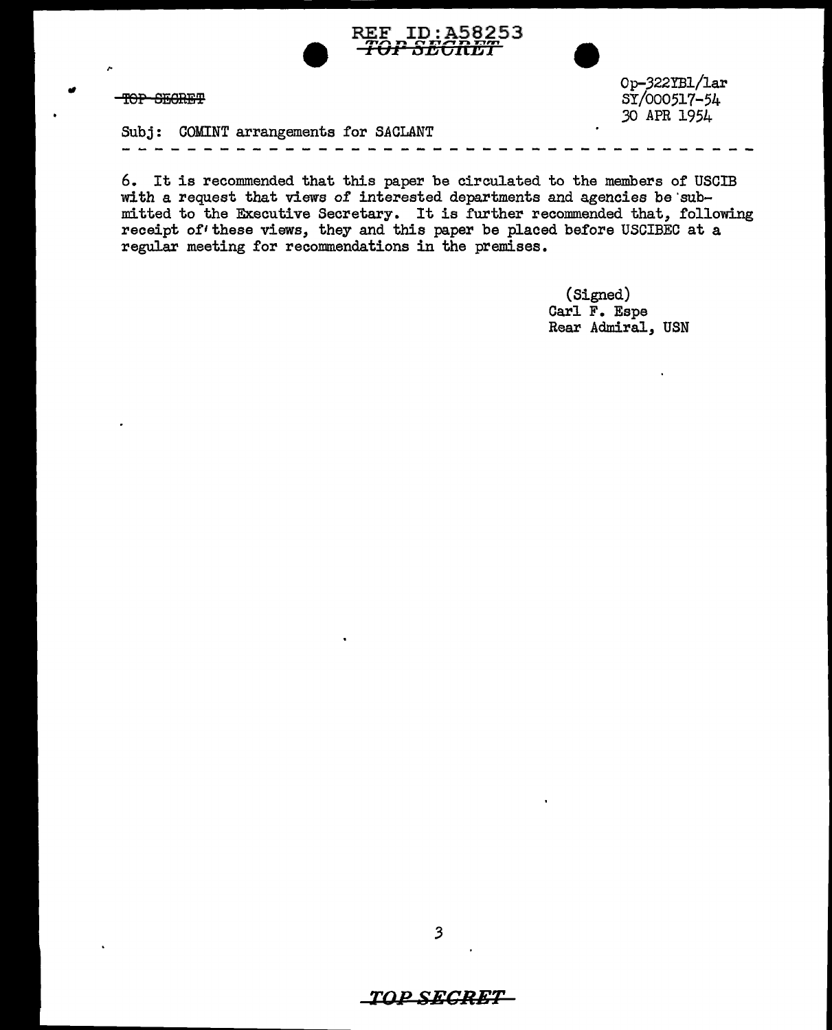REF ID:A58253

~~TOP SECRET~~

Op-322YB1/lar
SY/000517-54
30 APR 1954

Subj: COMINT arrangements for SACLANT

- - - - - - - - - - - - - - - - - - - - - - - - - - - - - - - - - - - - - - - -

6. It is recommended that this paper be circulated to the members of USCIB with a request that views of interested departments and agencies be submitted to the Executive Secretary. It is further recommended that, following receipt of these views, they and this paper be placed before USCIBEC at a regular meeting for recommendations in the premises.

(Signed)
Carl F. Espe
Rear Admiral, USN

~~TOP SECRET~~